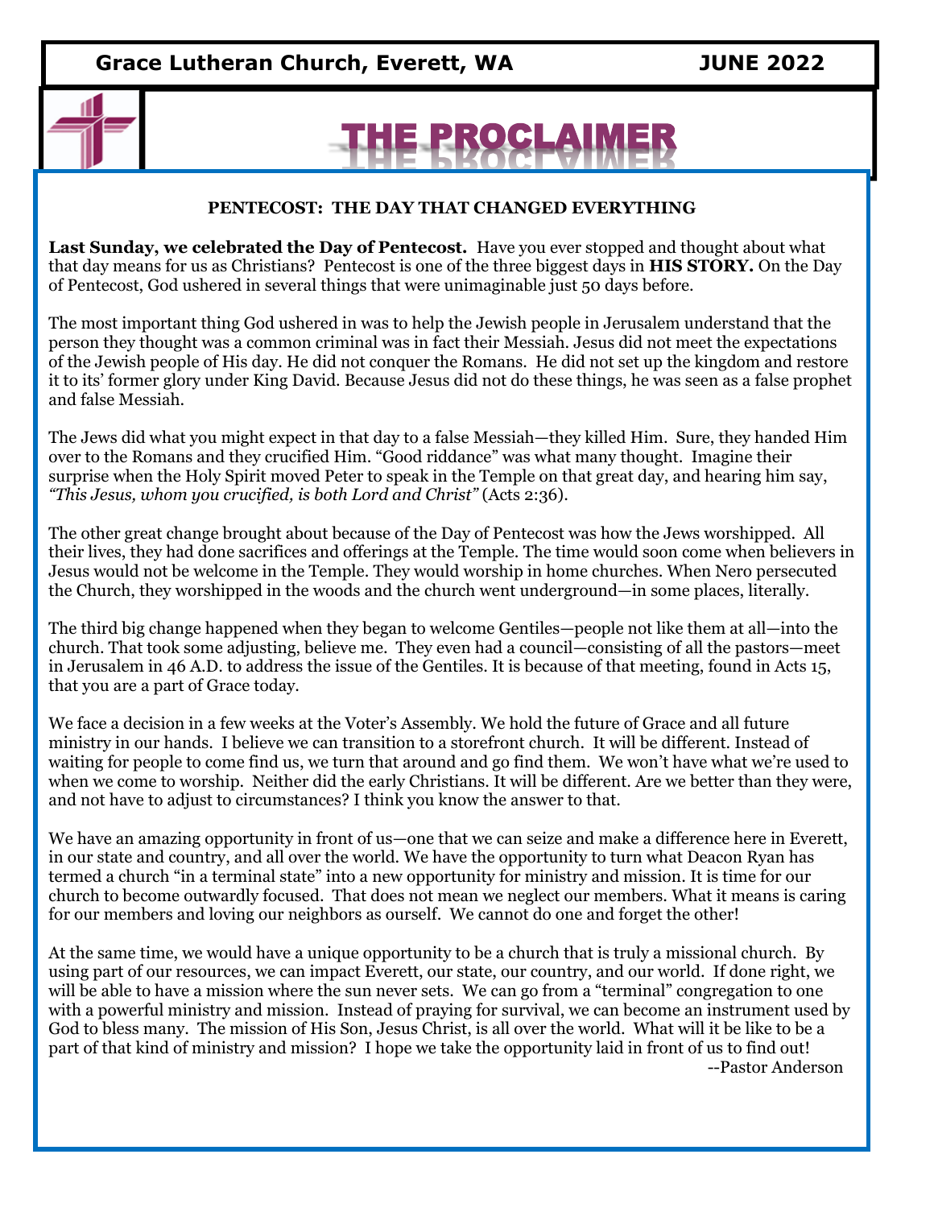Grace Lutheran Church, Everett, WA    JUNE 2022

# THE PROCLAIMER

## PENTECOST: THE DAY THAT CHANGED EVERYTHING

**Last Sunday, we celebrated the Day of Pentecost.** Have you ever stopped and thought about what that day means for us as Christians? Pentecost is one of the three biggest days in **HIS STORY.** On the Day of Pentecost, God ushered in several things that were unimaginable just 50 days before.

The most important thing God ushered in was to help the Jewish people in Jerusalem understand that the person they thought was a common criminal was in fact their Messiah. Jesus did not meet the expectations of the Jewish people of His day. He did not conquer the Romans. He did not set up the kingdom and restore it to its' former glory under King David. Because Jesus did not do these things, he was seen as a false prophet and false Messiah.

The Jews did what you might expect in that day to a false Messiah—they killed Him. Sure, they handed Him over to the Romans and they crucified Him. "Good riddance" was what many thought. Imagine their surprise when the Holy Spirit moved Peter to speak in the Temple on that great day, and hearing him say, *"This Jesus, whom you crucified, is both Lord and Christ"* (Acts 2:36).

The other great change brought about because of the Day of Pentecost was how the Jews worshipped. All their lives, they had done sacrifices and offerings at the Temple. The time would soon come when believers in Jesus would not be welcome in the Temple. They would worship in home churches. When Nero persecuted the Church, they worshipped in the woods and the church went underground—in some places, literally.

The third big change happened when they began to welcome Gentiles—people not like them at all—into the church. That took some adjusting, believe me. They even had a council—consisting of all the pastors—meet in Jerusalem in 46 A.D. to address the issue of the Gentiles. It is because of that meeting, found in Acts 15, that you are a part of Grace today.

We face a decision in a few weeks at the Voter's Assembly. We hold the future of Grace and all future ministry in our hands. I believe we can transition to a storefront church. It will be different. Instead of waiting for people to come find us, we turn that around and go find them. We won't have what we're used to when we come to worship. Neither did the early Christians. It will be different. Are we better than they were, and not have to adjust to circumstances? I think you know the answer to that.

We have an amazing opportunity in front of us—one that we can seize and make a difference here in Everett, in our state and country, and all over the world. We have the opportunity to turn what Deacon Ryan has termed a church "in a terminal state" into a new opportunity for ministry and mission. It is time for our church to become outwardly focused. That does not mean we neglect our members. What it means is caring for our members and loving our neighbors as ourself. We cannot do one and forget the other!

At the same time, we would have a unique opportunity to be a church that is truly a missional church. By using part of our resources, we can impact Everett, our state, our country, and our world. If done right, we will be able to have a mission where the sun never sets. We can go from a "terminal" congregation to one with a powerful ministry and mission. Instead of praying for survival, we can become an instrument used by God to bless many. The mission of His Son, Jesus Christ, is all over the world. What will it be like to be a part of that kind of ministry and mission? I hope we take the opportunity laid in front of us to find out!

--Pastor Anderson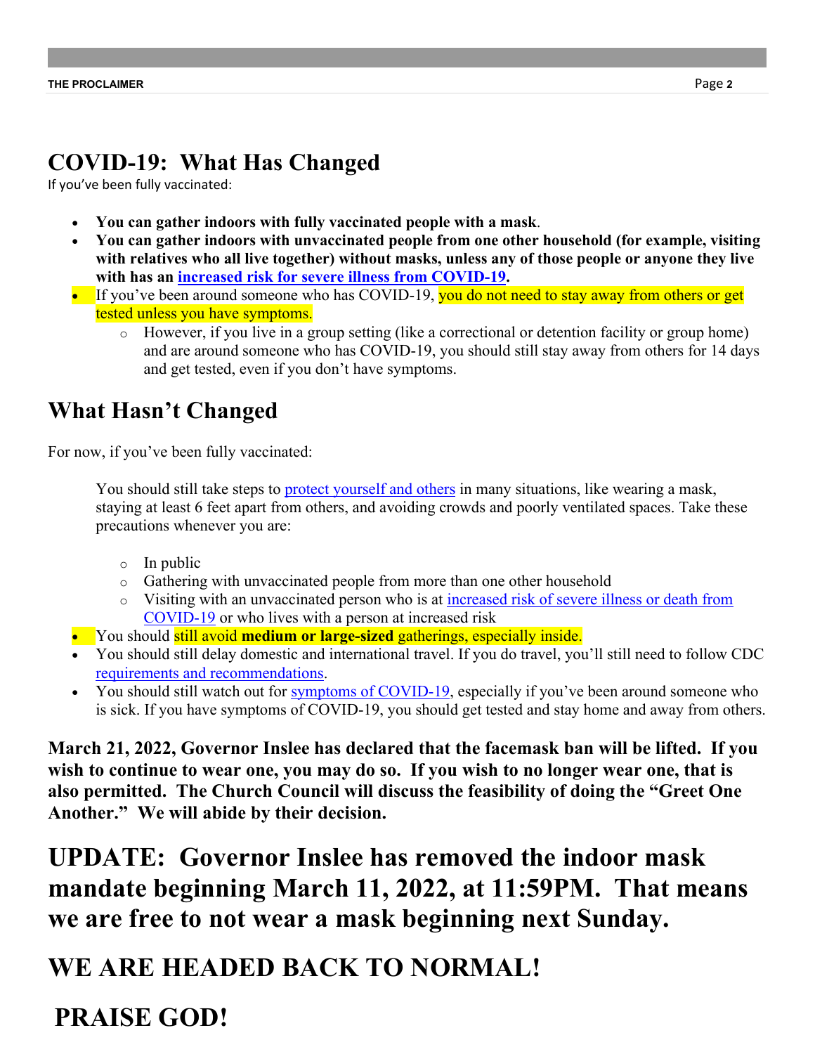# COVID-19: What Has Changed

If you've been fully vaccinated:

- **You can gather indoors with fully vaccinated people with a mask**.
- **You can gather indoors with unvaccinated people from one other household (for example, visiting with relatives who all live together) without masks, unless any of those people or anyone they live with has an increased risk for severe illness from COVID-19.**
- If you've been around someone who has COVID-19, you do not need to stay away from others or get tested unless you have symptoms.
  - However, if you live in a group setting (like a correctional or detention facility or group home) and are around someone who has COVID-19, you should still stay away from others for 14 days and get tested, even if you don't have symptoms.

## What Hasn't Changed

For now, if you've been fully vaccinated:

You should still take steps to protect yourself and others in many situations, like wearing a mask, staying at least 6 feet apart from others, and avoiding crowds and poorly ventilated spaces. Take these precautions whenever you are:

- In public
- Gathering with unvaccinated people from more than one other household
- Visiting with an unvaccinated person who is at increased risk of severe illness or death from COVID-19 or who lives with a person at increased risk

- You should still avoid **medium or large-sized** gatherings, especially inside.
- You should still delay domestic and international travel. If you do travel, you'll still need to follow CDC requirements and recommendations.
- You should still watch out for symptoms of COVID-19, especially if you've been around someone who is sick. If you have symptoms of COVID-19, you should get tested and stay home and away from others.

**March 21, 2022, Governor Inslee has declared that the facemask ban will be lifted. If you wish to continue to wear one, you may do so. If you wish to no longer wear one, that is also permitted. The Church Council will discuss the feasibility of doing the "Greet One Another." We will abide by their decision.**

# UPDATE: Governor Inslee has removed the indoor mask mandate beginning March 11, 2022, at 11:59PM. That means we are free to not wear a mask beginning next Sunday.

# WE ARE HEADED BACK TO NORMAL!

# PRAISE GOD!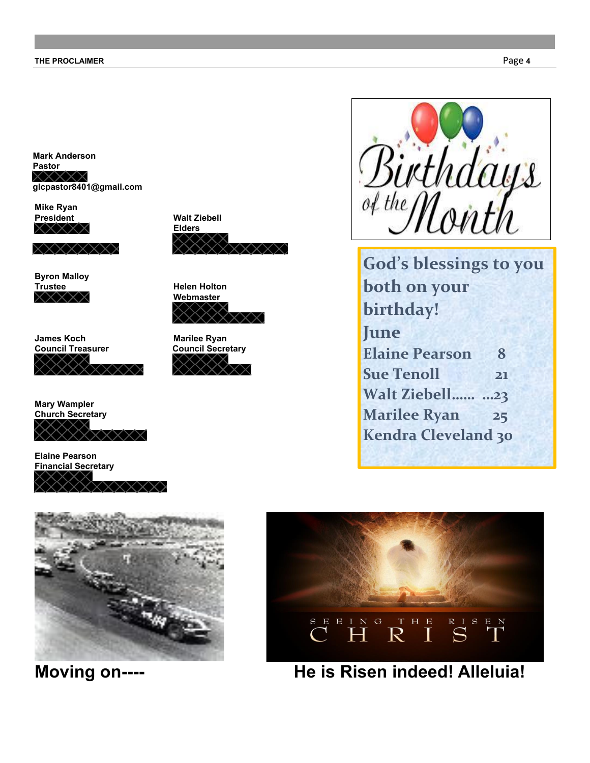**Mark Anderson**
**Pastor**

**glcpastor8401@gmail.com**

**Mike Ryan**
**President**

**Walt Ziebell**
**Elders**

**Byron Malloy**
**Trustee**

**Helen Holton**
**Webmaster**

**James Koch**
**Council Treasurer**

**Marilee Ryan**
**Council Secretary**

**Mary Wampler**
**Church Secretary**

**Elaine Pearson**
**Financial Secretary**

Birthdays of the Month

God's blessings to you both on your birthday!

June

Elaine Pearson 8
Sue Tenoll 21
Walt Ziebell…… …23
Marilee Ryan 25
Kendra Cleveland 30

**Moving on----**

SEEING THE RISEN CHRIST

**He is Risen indeed! Alleluia!**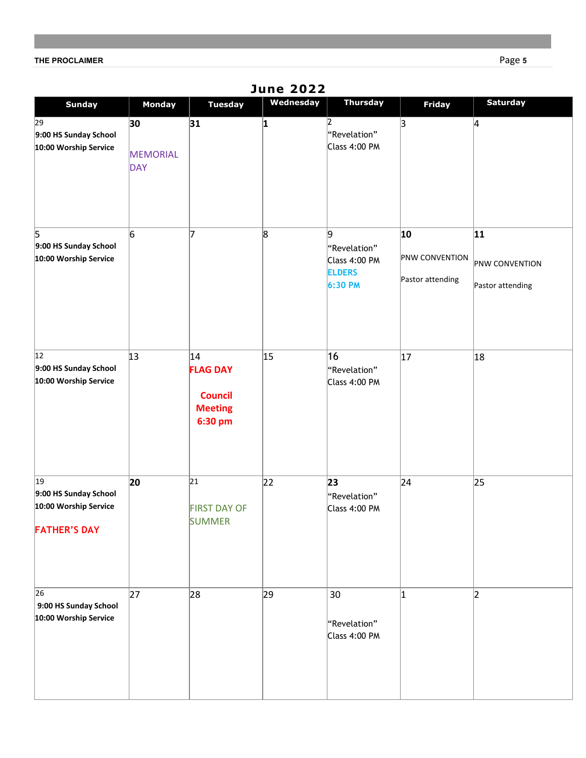# June 2022

| Sunday | Monday | Tuesday | Wednesday | Thursday | Friday | Saturday |
|---|---|---|---|---|---|---|
| 29<br>**9:00 HS Sunday School**<br>**10:00 Worship Service** | **30**<br>MEMORIAL DAY | **31** | **1** | 2<br>"Revelation" Class 4:00 PM | 3 | 4 |
| 5<br>**9:00 HS Sunday School**<br>**10:00 Worship Service** | 6 | 7 | 8 | 9<br>"Revelation" Class 4:00 PM<br>**ELDERS 6:30 PM** | **10**<br>PNW CONVENTION<br>Pastor attending | **11**<br>PNW CONVENTION<br>Pastor attending |
| 12<br>**9:00 HS Sunday School**<br>**10:00 Worship Service** | 13 | 14<br>**FLAG DAY**<br>**Council Meeting 6:30 pm** | 15 | 16<br>"Revelation" Class 4:00 PM | 17 | 18 |
| 19<br>**9:00 HS Sunday School**<br>**10:00 Worship Service**<br>FATHER'S DAY | **20** | 21<br>FIRST DAY OF SUMMER | 22 | **23**<br>"Revelation" Class 4:00 PM | 24 | 25 |
| 26<br>**9:00 HS Sunday School**<br>**10:00 Worship Service** | 27 | 28 | 29 | 30<br>"Revelation" Class 4:00 PM | 1 | 2 |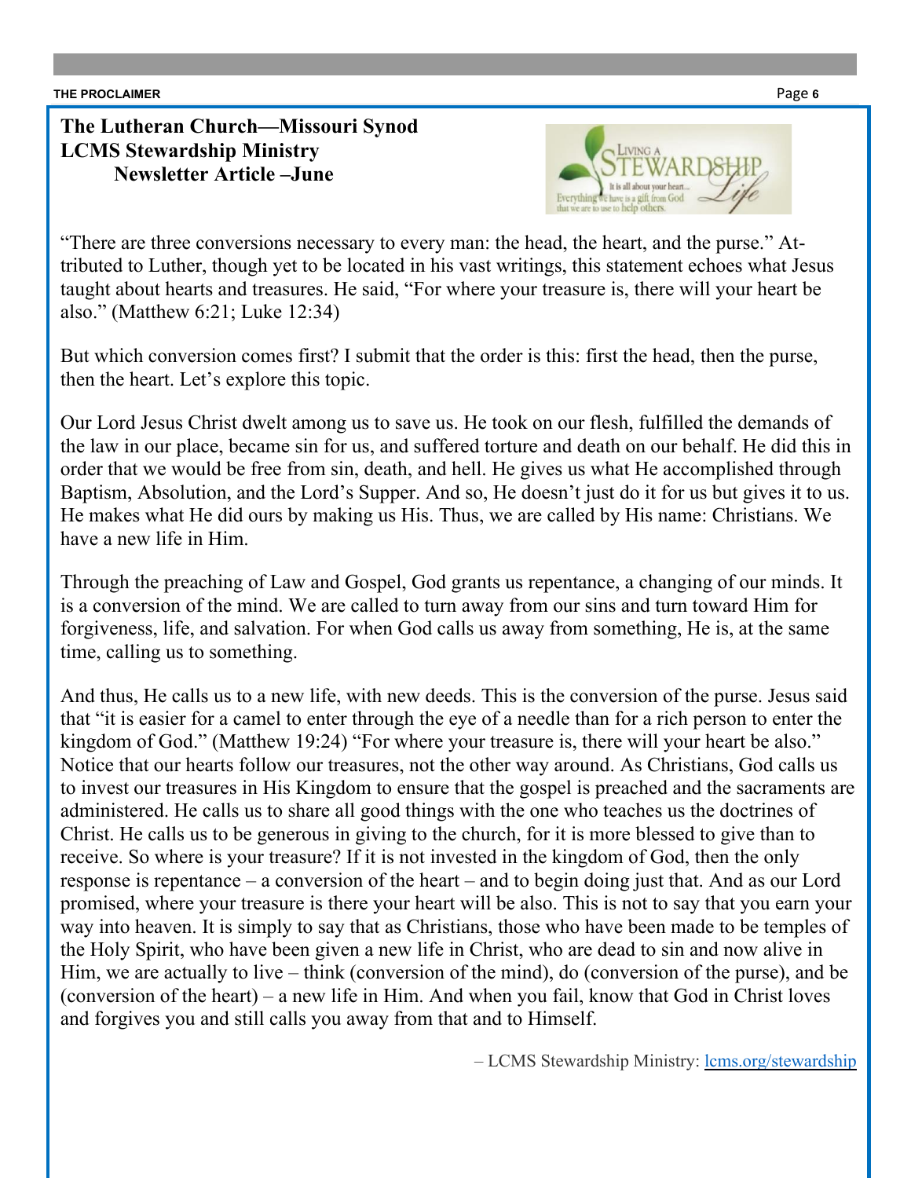**The Lutheran Church—Missouri Synod**
**LCMS Stewardship Ministry**
**Newsletter Article –June**

"There are three conversions necessary to every man: the head, the heart, and the purse." Attributed to Luther, though yet to be located in his vast writings, this statement echoes what Jesus taught about hearts and treasures. He said, "For where your treasure is, there will your heart be also." (Matthew 6:21; Luke 12:34)

But which conversion comes first? I submit that the order is this: first the head, then the purse, then the heart. Let's explore this topic.

Our Lord Jesus Christ dwelt among us to save us. He took on our flesh, fulfilled the demands of the law in our place, became sin for us, and suffered torture and death on our behalf. He did this in order that we would be free from sin, death, and hell. He gives us what He accomplished through Baptism, Absolution, and the Lord's Supper. And so, He doesn't just do it for us but gives it to us. He makes what He did ours by making us His. Thus, we are called by His name: Christians. We have a new life in Him.

Through the preaching of Law and Gospel, God grants us repentance, a changing of our minds. It is a conversion of the mind. We are called to turn away from our sins and turn toward Him for forgiveness, life, and salvation. For when God calls us away from something, He is, at the same time, calling us to something.

And thus, He calls us to a new life, with new deeds. This is the conversion of the purse. Jesus said that "it is easier for a camel to enter through the eye of a needle than for a rich person to enter the kingdom of God." (Matthew 19:24) "For where your treasure is, there will your heart be also." Notice that our hearts follow our treasures, not the other way around. As Christians, God calls us to invest our treasures in His Kingdom to ensure that the gospel is preached and the sacraments are administered. He calls us to share all good things with the one who teaches us the doctrines of Christ. He calls us to be generous in giving to the church, for it is more blessed to give than to receive. So where is your treasure? If it is not invested in the kingdom of God, then the only response is repentance – a conversion of the heart – and to begin doing just that. And as our Lord promised, where your treasure is there your heart will be also. This is not to say that you earn your way into heaven. It is simply to say that as Christians, those who have been made to be temples of the Holy Spirit, who have been given a new life in Christ, who are dead to sin and now alive in Him, we are actually to live – think (conversion of the mind), do (conversion of the purse), and be (conversion of the heart) – a new life in Him. And when you fail, know that God in Christ loves and forgives you and still calls you away from that and to Himself.

– LCMS Stewardship Ministry: lcms.org/stewardship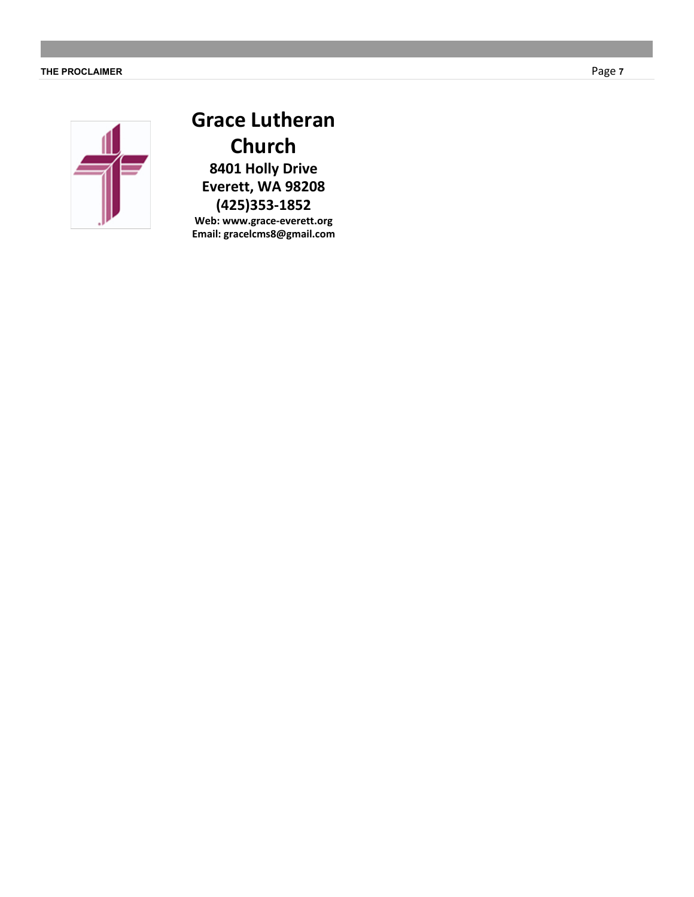# Grace Lutheran Church

**8401 Holly Drive**
**Everett, WA 98208**
**(425)353-1852**
**Web: www.grace-everett.org**
**Email: gracelcms8@gmail.com**